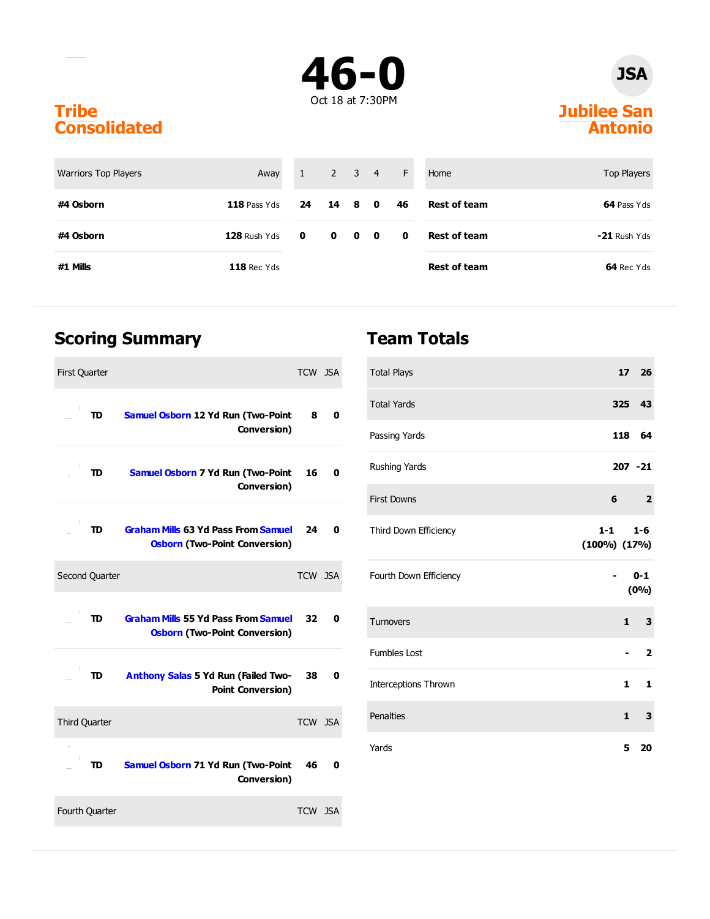# 46-0

Oct 18 at 7:30PM

**Tribe Consolidated**

**JSA**

**Jubilee San Antonio**

| Warriors Top Players | Away | 1 | 2 | 3 | 4 | F | Home | Top Players |
|---|---|---|---|---|---|---|---|---|
| **#4 Osborn** | **118** Pass Yds | **24** | **14** | **8** | **0** | **46** | **Rest of team** | **64** Pass Yds |
| **#4 Osborn** | **128** Rush Yds | **0** | **0** | **0** | **0** | **0** | **Rest of team** | **-21** Rush Yds |
| **#1 Mills** | **118** Rec Yds | | | | | | **Rest of team** | **64** Rec Yds |

## Scoring Summary

| First Quarter | | TCW | JSA |
|---|---|---|---|
| TD | **Samuel Osborn 12 Yd Run (Two-Point Conversion)** | **8** | **0** |
| TD | **Samuel Osborn 7 Yd Run (Two-Point Conversion)** | **16** | **0** |
| TD | **Graham Mills 63 Yd Pass From Samuel Osborn (Two-Point Conversion)** | **24** | **0** |
| **Second Quarter** | | **TCW** | **JSA** |
| TD | **Graham Mills 55 Yd Pass From Samuel Osborn (Two-Point Conversion)** | **32** | **0** |
| TD | **Anthony Salas 5 Yd Run (Failed Two-Point Conversion)** | **38** | **0** |
| **Third Quarter** | | **TCW** | **JSA** |
| TD | **Samuel Osborn 71 Yd Run (Two-Point Conversion)** | **46** | **0** |
| **Fourth Quarter** | | **TCW** | **JSA** |

## Team Totals

| | | |
|---|---|---|
| Total Plays | **17** | **26** |
| Total Yards | **325** | **43** |
| Passing Yards | **118** | **64** |
| Rushing Yards | **207** | **-21** |
| First Downs | **6** | **2** |
| Third Down Efficiency | **1-1 (100%)** | **1-6 (17%)** |
| Fourth Down Efficiency | **-** | **0-1 (0%)** |
| Turnovers | **1** | **3** |
| Fumbles Lost | **-** | **2** |
| Interceptions Thrown | **1** | **1** |
| Penalties | **1** | **3** |
| Yards | **5** | **20** |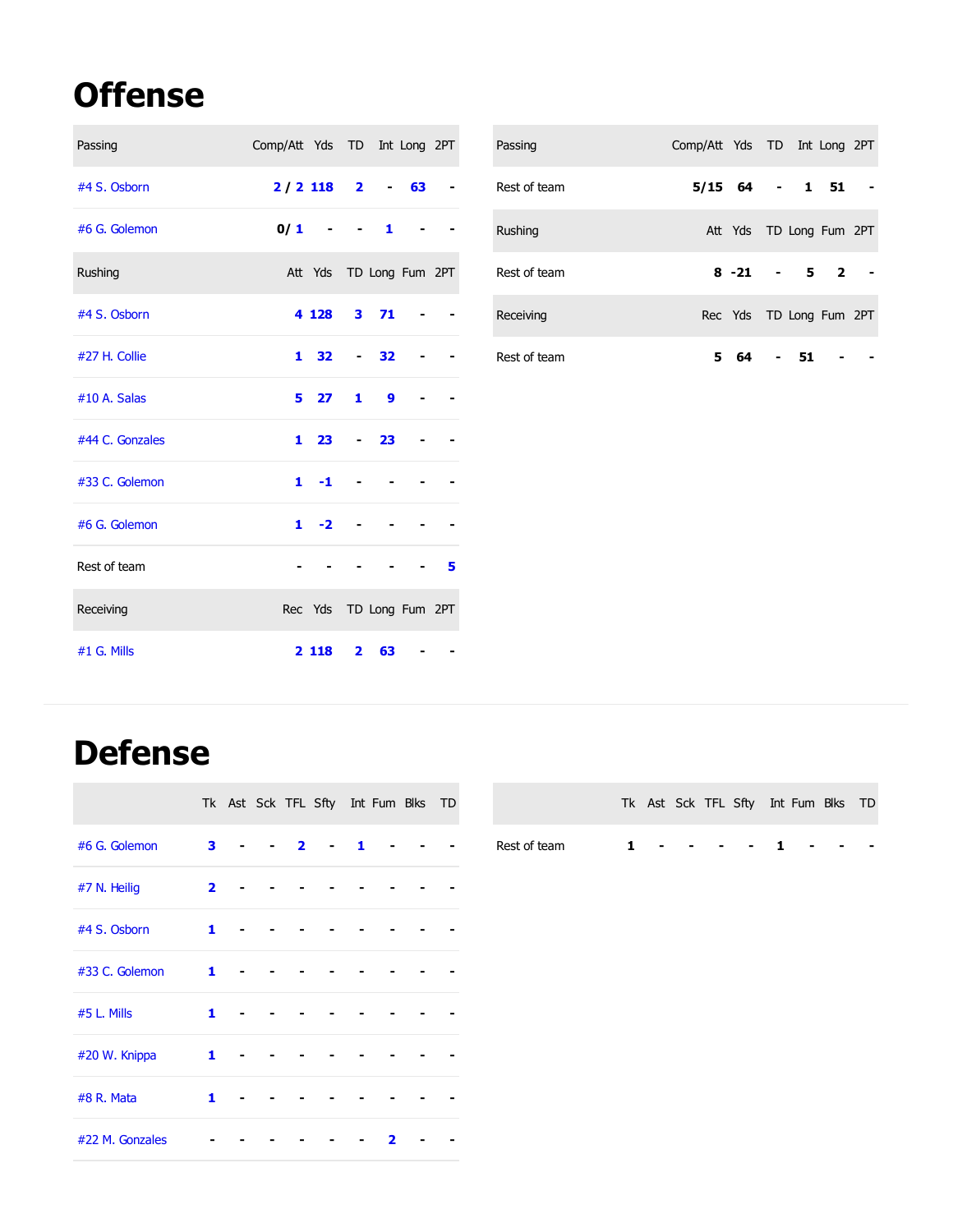# Offense

| Passing | Comp/Att | Yds | TD | Int | Long | 2PT |
|---|---|---|---|---|---|---|
| #4 S. Osborn | 2 / 2 | 118 | 2 | - | 63 | - |
| #6 G. Golemon | 0/ 1 | - | - | 1 | - | - |

| Rushing | Att | Yds | TD | Long | Fum | 2PT |
|---|---|---|---|---|---|---|
| #4 S. Osborn | 4 | 128 | 3 | 71 | - | - |
| #27 H. Collie | 1 | 32 | - | 32 | - | - |
| #10 A. Salas | 5 | 27 | 1 | 9 | - | - |
| #44 C. Gonzales | 1 | 23 | - | 23 | - | - |
| #33 C. Golemon | 1 | -1 | - | - | - | - |
| #6 G. Golemon | 1 | -2 | - | - | - | - |
| Rest of team | - | - | - | - | - | 5 |

| Receiving | Rec | Yds | TD | Long | Fum | 2PT |
|---|---|---|---|---|---|---|
| #1 G. Mills | 2 | 118 | 2 | 63 | - | - |

| Passing | Comp/Att | Yds | TD | Int | Long | 2PT |
|---|---|---|---|---|---|---|
| Rest of team | 5/15 | 64 | - | 1 | 51 | - |

| Rushing | Att | Yds | TD | Long | Fum | 2PT |
|---|---|---|---|---|---|---|
| Rest of team | 8 | -21 | - | 5 | 2 | - |

| Receiving | Rec | Yds | TD | Long | Fum | 2PT |
|---|---|---|---|---|---|---|
| Rest of team | 5 | 64 | - | 51 | - | - |

# Defense

| | Tk | Ast | Sck | TFL | Sfty | Int | Fum | Blks | TD |
|---|---|---|---|---|---|---|---|---|---|
| #6 G. Golemon | 3 | - | - | 2 | - | 1 | - | - | - |
| #7 N. Heilig | 2 | - | - | - | - | - | - | - | - |
| #4 S. Osborn | 1 | - | - | - | - | - | - | - | - |
| #33 C. Golemon | 1 | - | - | - | - | - | - | - | - |
| #5 L. Mills | 1 | - | - | - | - | - | - | - | - |
| #20 W. Knippa | 1 | - | - | - | - | - | - | - | - |
| #8 R. Mata | 1 | - | - | - | - | - | - | - | - |
| #22 M. Gonzales | - | - | - | - | - | - | 2 | - | - |

| | Tk | Ast | Sck | TFL | Sfty | Int | Fum | Blks | TD |
|---|---|---|---|---|---|---|---|---|---|
| Rest of team | 1 | - | - | - | - | 1 | - | - | - |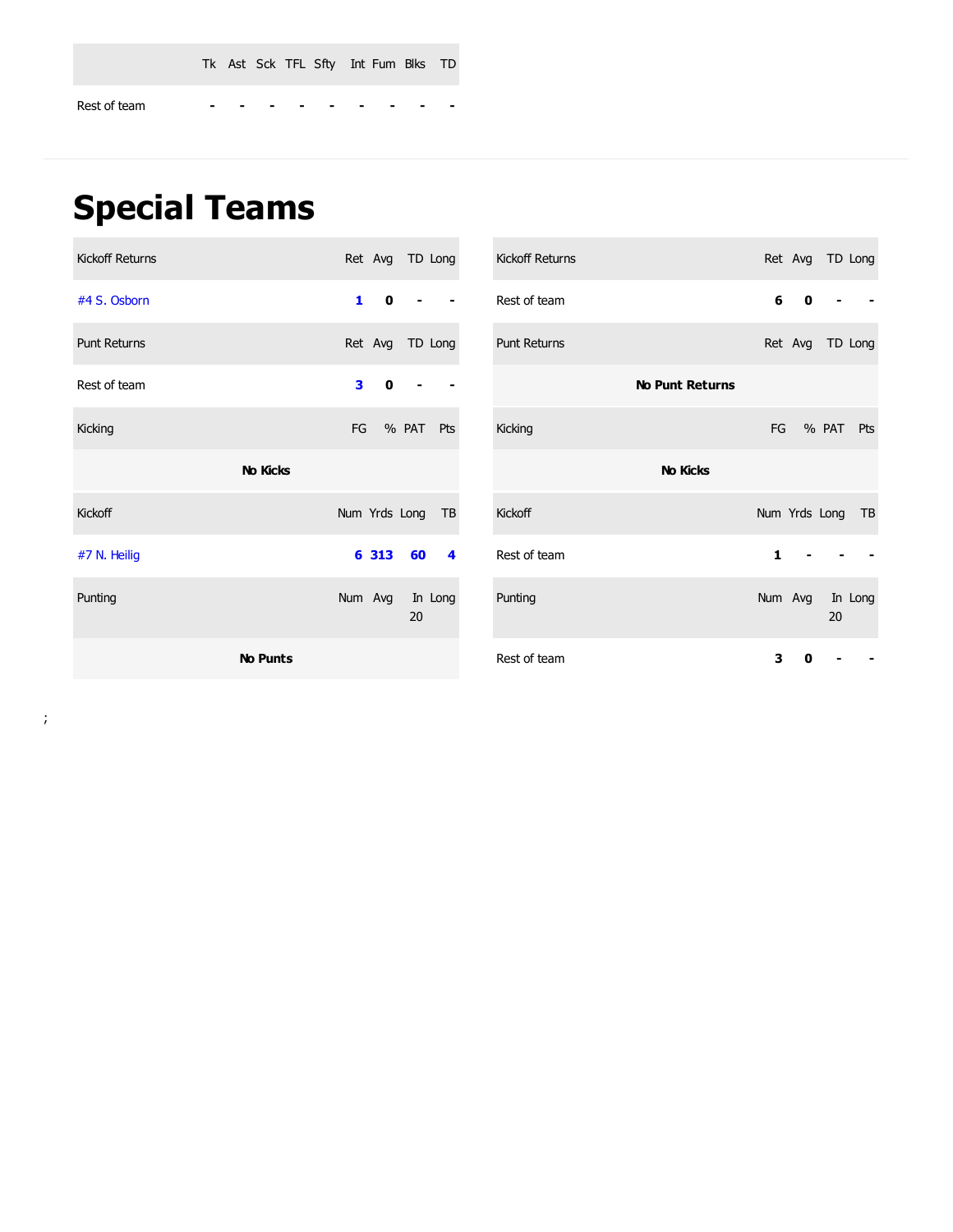| | Tk | Ast | Sck | TFL | Sfty | Int | Fum | Blks | TD |
|---|---|---|---|---|---|---|---|---|---|
| Rest of team | - | - | - | - | - | - | - | - | - |

# Special Teams

| Kickoff Returns | Ret | Avg | TD | Long |
|---|---|---|---|---|
| #4 S. Osborn | 1 | 0 | - | - |

| Punt Returns | Ret | Avg | TD | Long |
|---|---|---|---|---|
| Rest of team | 3 | 0 | - | - |

| Kicking | FG | % | PAT | Pts |
|---|---|---|---|---|

**No Kicks**

| Kickoff | Num | Yrds | Long | TB |
|---|---|---|---|---|
| #7 N. Heilig | 6 | 313 | 60 | 4 |

| Punting | Num | Avg | In 20 | Long |
|---|---|---|---|---|

**No Punts**

| Kickoff Returns | Ret | Avg | TD | Long |
|---|---|---|---|---|
| Rest of team | 6 | 0 | - | - |

| Punt Returns | Ret | Avg | TD | Long |
|---|---|---|---|---|

**No Punt Returns**

| Kicking | FG | % | PAT | Pts |
|---|---|---|---|---|

**No Kicks**

| Kickoff | Num | Yrds | Long | TB |
|---|---|---|---|---|
| Rest of team | 1 | - | - | - |

| Punting | Num | Avg | In 20 | Long |
|---|---|---|---|---|
| Rest of team | 3 | 0 | - | - |

;